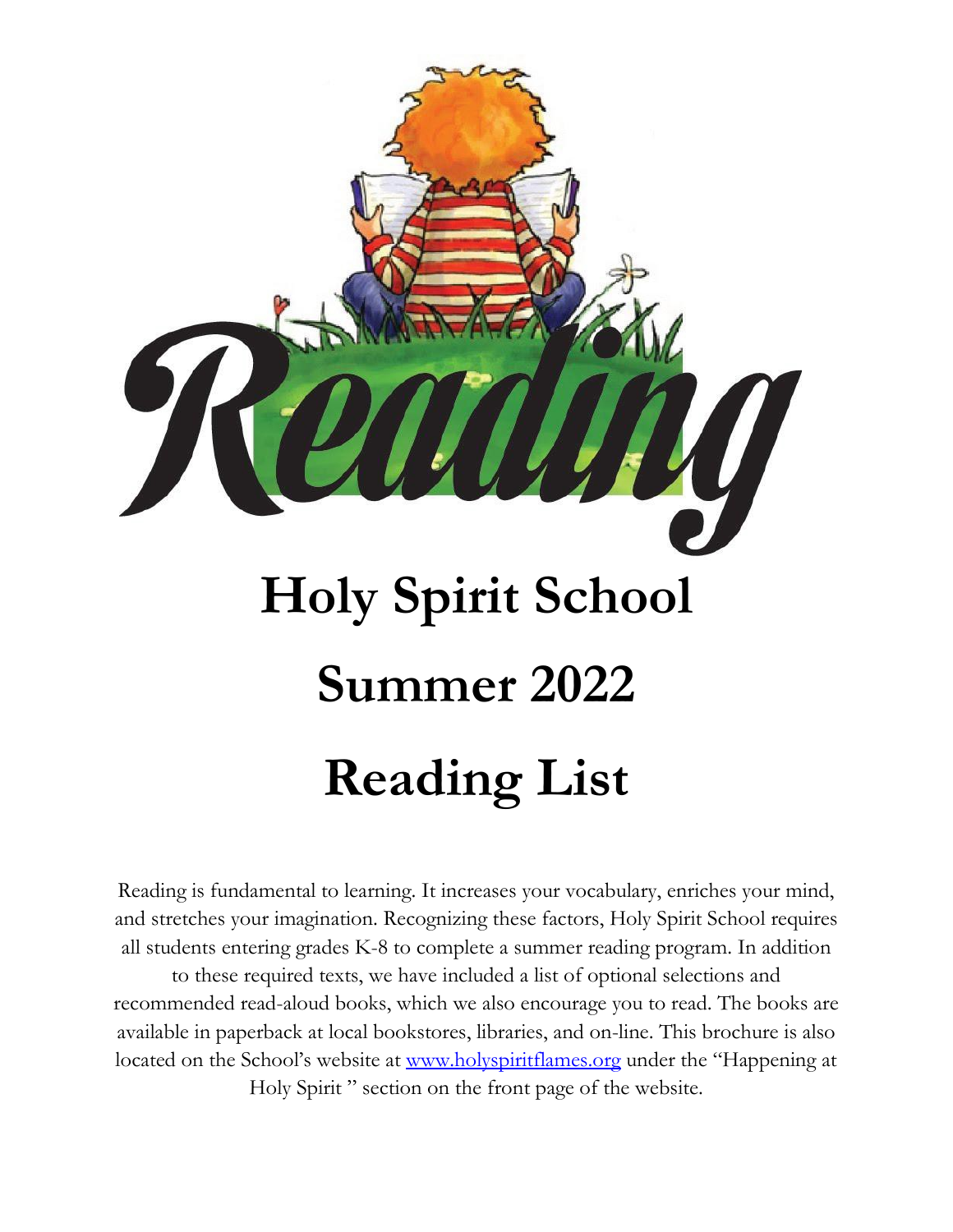# Reading

# Holy Spirit School

# Summer 2022

# Reading List

Reading is fundamental to learning. It increases your vocabulary, enriches your mind, and stretches your imagination. Recognizing these factors, Holy Spirit School requires all students entering grades K-8 to complete a summer reading program. In addition to these required texts, we have included a list of optional selections and recommended read-aloud books, which we also encourage you to read. The books are available in paperback at local bookstores, libraries, and on-line. This brochure is also located on the School's website at [www.holyspiritflames.org](http://www.holyspiritflames.org) under the "Happening at Holy Spirit " section on the front page of the website.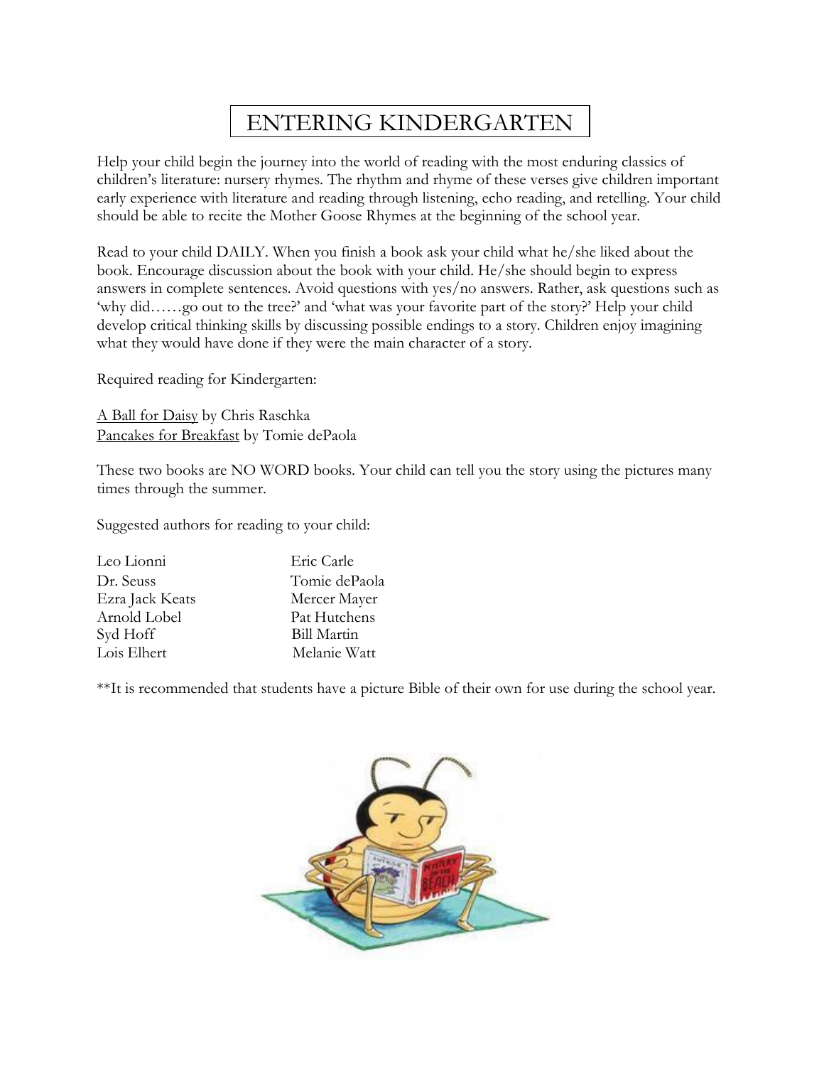# ENTERING KINDERGARTEN

Help your child begin the journey into the world of reading with the most enduring classics of children's literature: nursery rhymes. The rhythm and rhyme of these verses give children important early experience with literature and reading through listening, echo reading, and retelling. Your child should be able to recite the Mother Goose Rhymes at the beginning of the school year.

Read to your child DAILY. When you finish a book ask your child what he/she liked about the book. Encourage discussion about the book with your child. He/she should begin to express answers in complete sentences. Avoid questions with yes/no answers. Rather, ask questions such as 'why did……go out to the tree?' and 'what was your favorite part of the story?' Help your child develop critical thinking skills by discussing possible endings to a story. Children enjoy imagining what they would have done if they were the main character of a story.

Required reading for Kindergarten:

<u>A Ball for Daisy</u> by Chris Raschka
<u>Pancakes for Breakfast</u> by Tomie dePaola

These two books are NO WORD books. Your child can tell you the story using the pictures many times through the summer.

Suggested authors for reading to your child:

- Leo Lionni
- Dr. Seuss
- Ezra Jack Keats
- Arnold Lobel
- Syd Hoff
- Lois Elhert
- Eric Carle
- Tomie dePaola
- Mercer Mayer
- Pat Hutchens
- Bill Martin
- Melanie Watt

**It is recommended that students have a picture Bible of their own for use during the school year.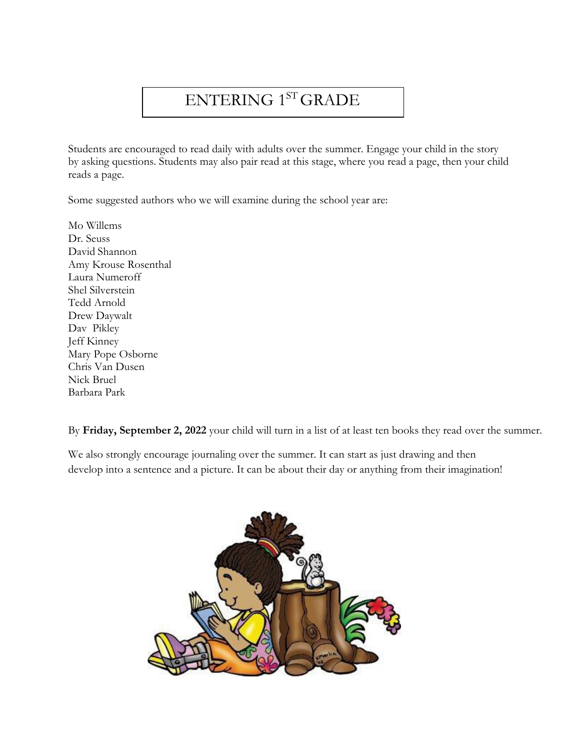# ENTERING 1ST GRADE

Students are encouraged to read daily with adults over the summer. Engage your child in the story by asking questions. Students may also pair read at this stage, where you read a page, then your child reads a page.

Some suggested authors who we will examine during the school year are:

Mo Willems  
Dr. Seuss  
David Shannon  
Amy Krouse Rosenthal  
Laura Numeroff  
Shel Silverstein  
Tedd Arnold  
Drew Daywalt  
Dav Pikley  
Jeff Kinney  
Mary Pope Osborne  
Chris Van Dusen  
Nick Bruel  
Barbara Park

By **Friday, September 2, 2022** your child will turn in a list of at least ten books they read over the summer.

We also strongly encourage journaling over the summer. It can start as just drawing and then develop into a sentence and a picture. It can be about their day or anything from their imagination!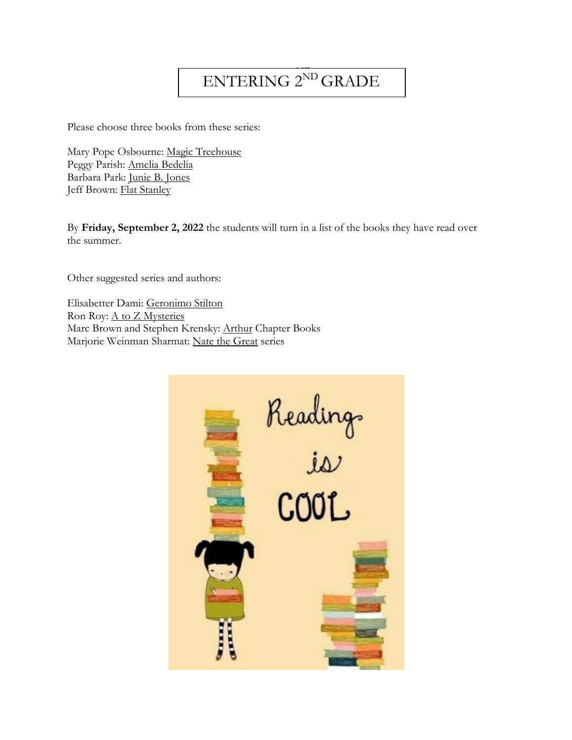# ENTERING 2ND GRADE

Please choose three books from these series:

Mary Pope Osbourne: Magic Treehouse
Peggy Parish: Amelia Bedelia
Barbara Park: Junie B. Jones
Jeff Brown: Flat Stanley

By **Friday, September 2, 2022** the students will turn in a list of the books they have read over the summer.

Other suggested series and authors:

Elisabetter Dami: Geronimo Stilton
Ron Roy: A to Z Mysteries
Marc Brown and Stephen Krensky: Arthur Chapter Books
Marjorie Weinman Sharmat: Nate the Great series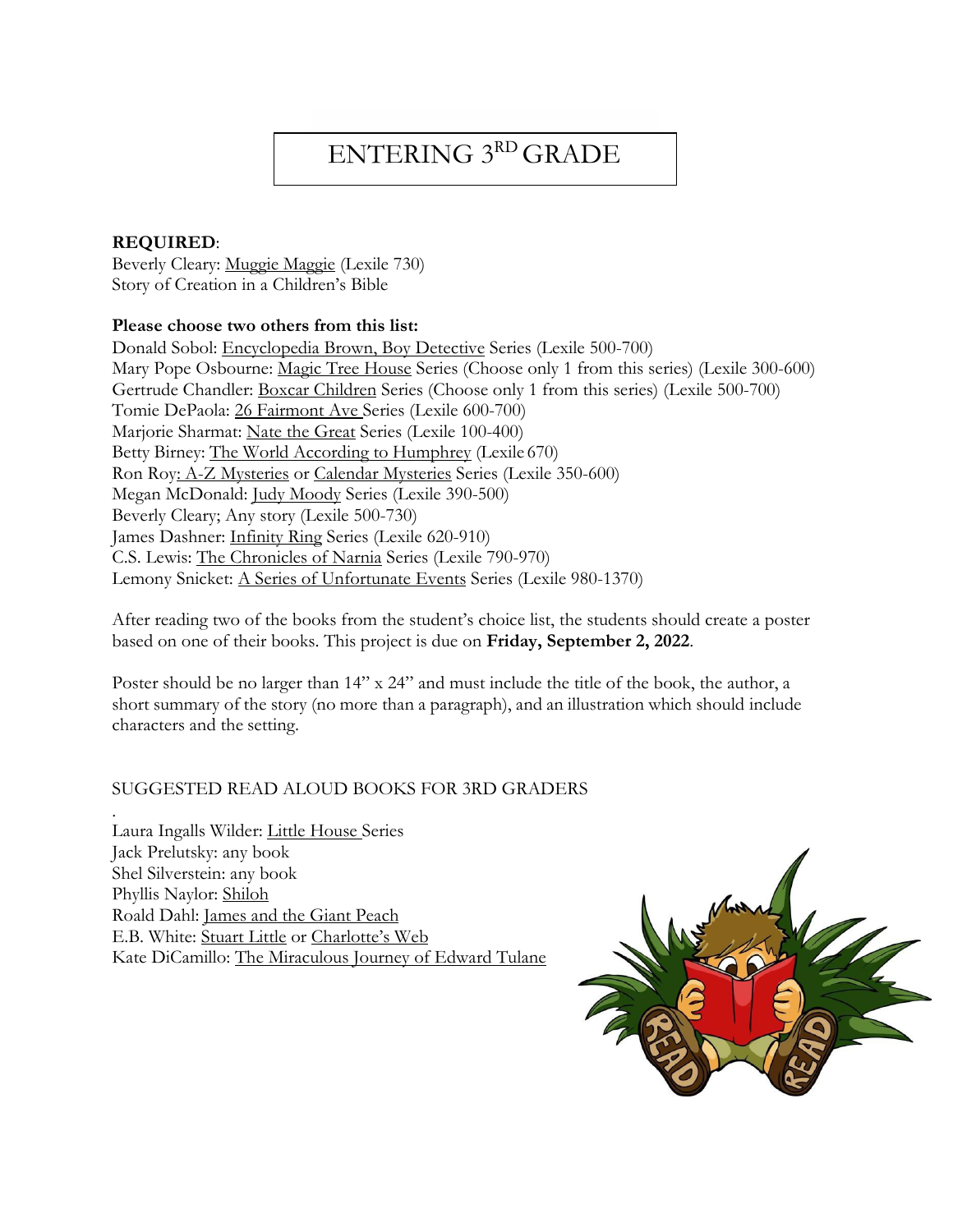# ENTERING 3RD GRADE

**REQUIRED**:
Beverly Cleary: Muggie Maggie (Lexile 730)
Story of Creation in a Children's Bible

**Please choose two others from this list:**
Donald Sobol: Encyclopedia Brown, Boy Detective Series (Lexile 500-700)
Mary Pope Osbourne: Magic Tree House Series (Choose only 1 from this series) (Lexile 300-600)
Gertrude Chandler: Boxcar Children Series (Choose only 1 from this series) (Lexile 500-700)
Tomie DePaola: 26 Fairmont Ave Series (Lexile 600-700)
Marjorie Sharmat: Nate the Great Series (Lexile 100-400)
Betty Birney: The World According to Humphrey (Lexile 670)
Ron Roy: A-Z Mysteries or Calendar Mysteries Series (Lexile 350-600)
Megan McDonald: Judy Moody Series (Lexile 390-500)
Beverly Cleary; Any story (Lexile 500-730)
James Dashner: Infinity Ring Series (Lexile 620-910)
C.S. Lewis: The Chronicles of Narnia Series (Lexile 790-970)
Lemony Snicket: A Series of Unfortunate Events Series (Lexile 980-1370)

After reading two of the books from the student's choice list, the students should create a poster based on one of their books. This project is due on **Friday, September 2, 2022**.

Poster should be no larger than 14" x 24" and must include the title of the book, the author, a short summary of the story (no more than a paragraph), and an illustration which should include characters and the setting.

SUGGESTED READ ALOUD BOOKS FOR 3RD GRADERS

Laura Ingalls Wilder: Little House Series
Jack Prelutsky: any book
Shel Silverstein: any book
Phyllis Naylor: Shiloh
Roald Dahl: James and the Giant Peach
E.B. White: Stuart Little or Charlotte's Web
Kate DiCamillo: The Miraculous Journey of Edward Tulane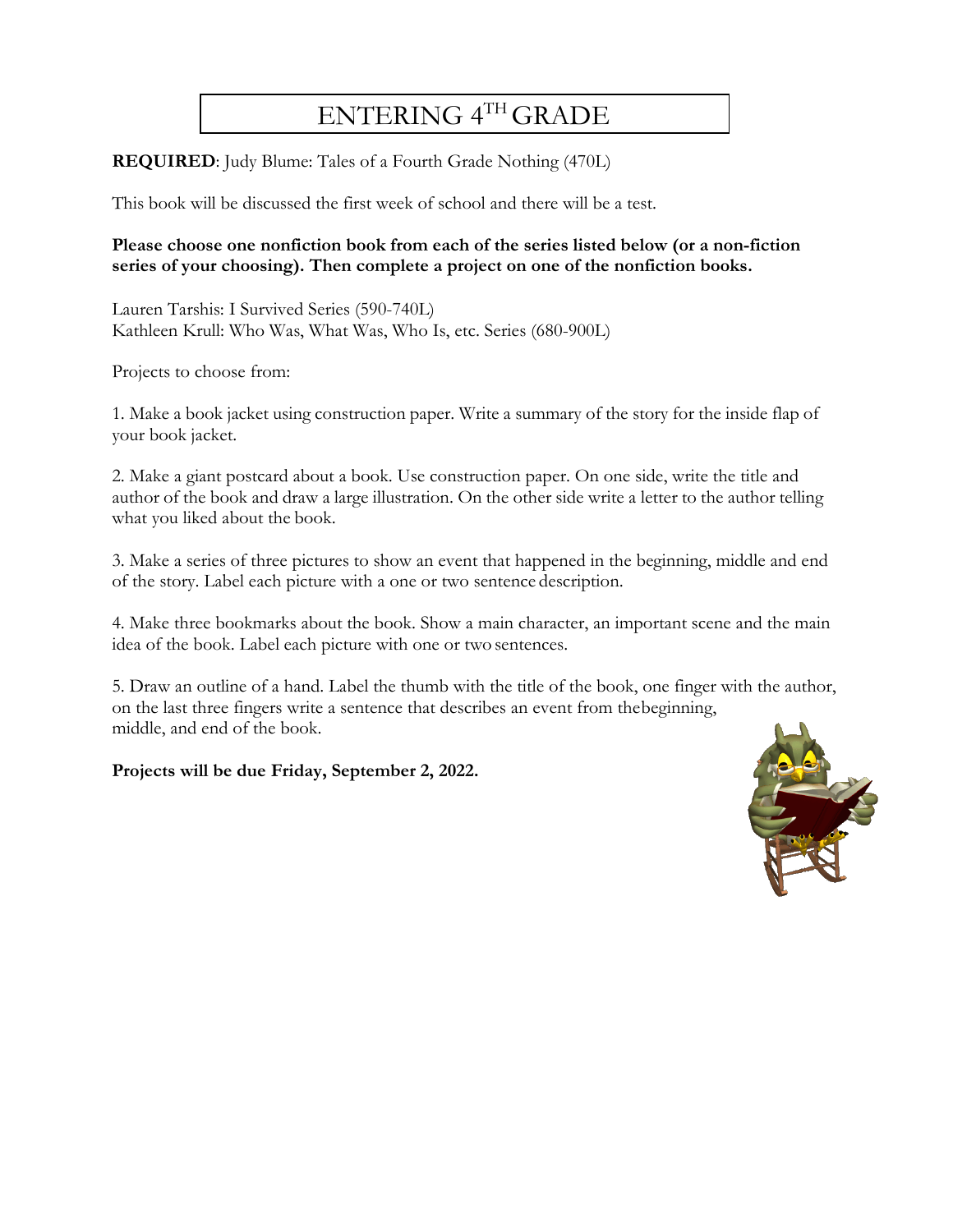# ENTERING 4TH GRADE

**REQUIRED**: Judy Blume: Tales of a Fourth Grade Nothing (470L)

This book will be discussed the first week of school and there will be a test.

**Please choose one nonfiction book from each of the series listed below (or a non-fiction series of your choosing). Then complete a project on one of the nonfiction books.**

Lauren Tarshis: I Survived Series (590-740L)
Kathleen Krull: Who Was, What Was, Who Is, etc. Series (680-900L)

Projects to choose from:

1. Make a book jacket using construction paper. Write a summary of the story for the inside flap of your book jacket.

2. Make a giant postcard about a book. Use construction paper. On one side, write the title and author of the book and draw a large illustration. On the other side write a letter to the author telling what you liked about the book.

3. Make a series of three pictures to show an event that happened in the beginning, middle and end of the story. Label each picture with a one or two sentence description.

4. Make three bookmarks about the book. Show a main character, an important scene and the main idea of the book. Label each picture with one or two sentences.

5. Draw an outline of a hand. Label the thumb with the title of the book, one finger with the author, on the last three fingers write a sentence that describes an event from the beginning, middle, and end of the book.

**Projects will be due Friday, September 2, 2022.**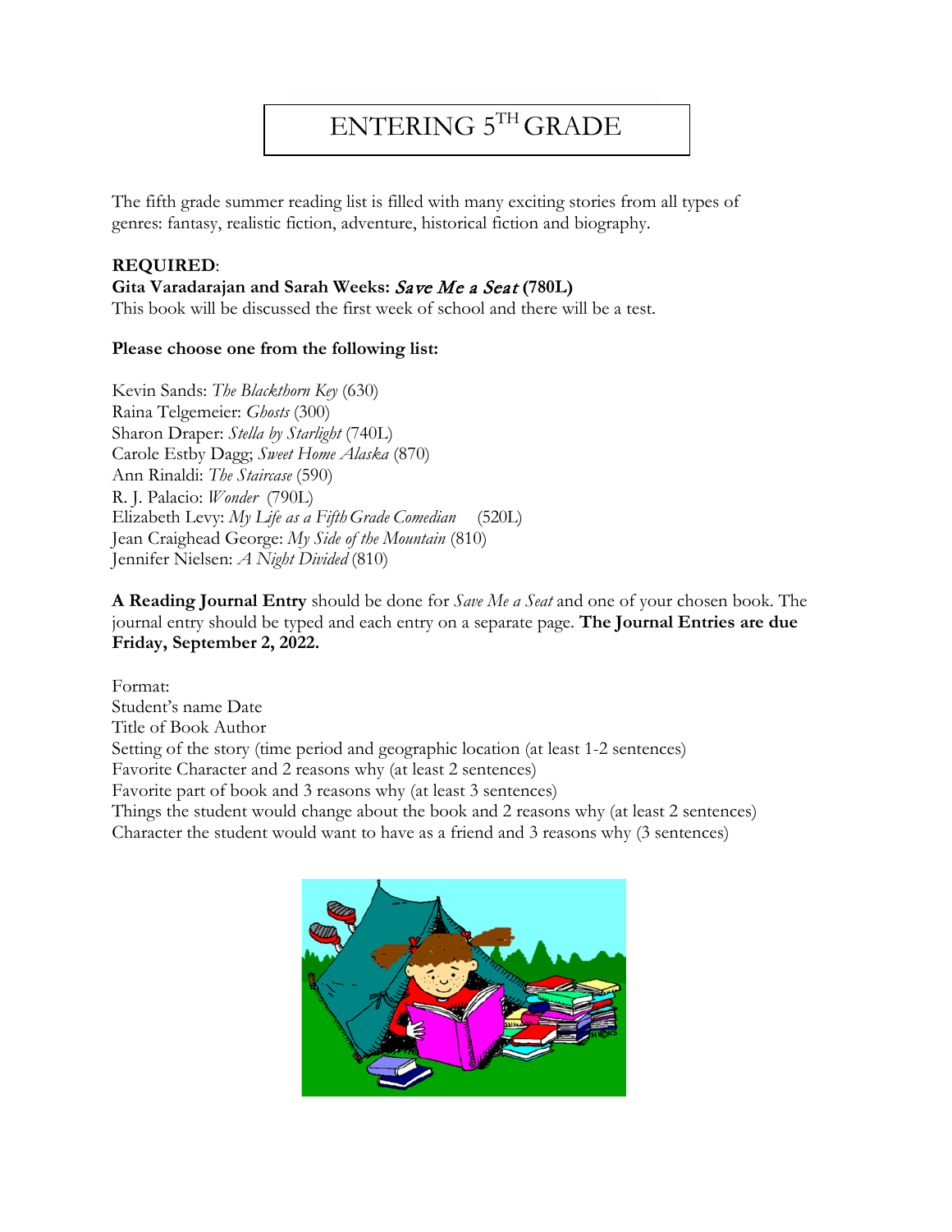# ENTERING 5TH GRADE

The fifth grade summer reading list is filled with many exciting stories from all types of genres: fantasy, realistic fiction, adventure, historical fiction and biography.

**REQUIRED**:

**Gita Varadarajan and Sarah Weeks:** ***Save Me a Seat*** **(780L)**

This book will be discussed the first week of school and there will be a test.

**Please choose one from the following list:**

Kevin Sands: *The Blackthorn Key* (630)
Raina Telgemeier: *Ghosts* (300)
Sharon Draper: *Stella by Starlight* (740L)
Carole Estby Dagg; *Sweet Home Alaska* (870)
Ann Rinaldi: *The Staircase* (590)
R. J. Palacio: *Wonder* (790L)
Elizabeth Levy: *My Life as a Fifth Grade Comedian* (520L)
Jean Craighead George: *My Side of the Mountain* (810)
Jennifer Nielsen: *A Night Divided* (810)

**A Reading Journal Entry** should be done for *Save Me a Seat* and one of your chosen book. The journal entry should be typed and each entry on a separate page. **The Journal Entries are due Friday, September 2, 2022.**

Format:
Student's name Date
Title of Book Author
Setting of the story (time period and geographic location (at least 1-2 sentences)
Favorite Character and 2 reasons why (at least 2 sentences)
Favorite part of book and 3 reasons why (at least 3 sentences)
Things the student would change about the book and 2 reasons why (at least 2 sentences)
Character the student would want to have as a friend and 3 reasons why (3 sentences)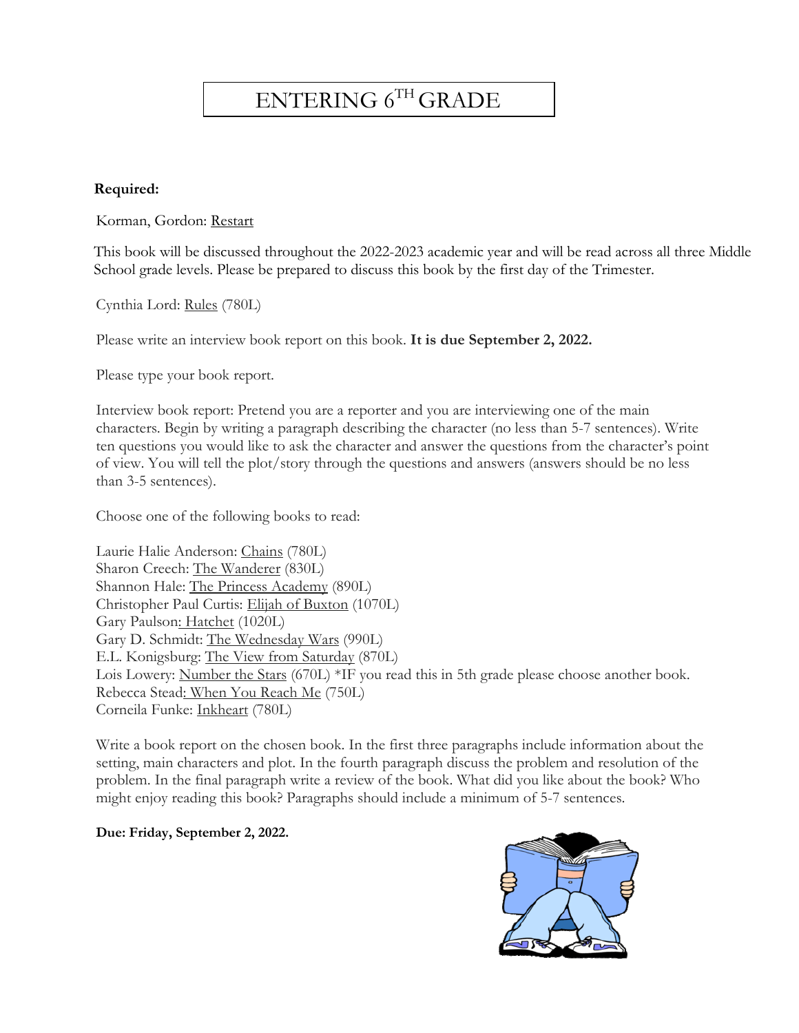# ENTERING 6TH GRADE

**Required:**

Korman, Gordon: Restart

This book will be discussed throughout the 2022-2023 academic year and will be read across all three Middle School grade levels. Please be prepared to discuss this book by the first day of the Trimester.

Cynthia Lord: Rules (780L)

Please write an interview book report on this book. **It is due September 2, 2022.**

Please type your book report.

Interview book report: Pretend you are a reporter and you are interviewing one of the main characters. Begin by writing a paragraph describing the character (no less than 5-7 sentences). Write ten questions you would like to ask the character and answer the questions from the character's point of view. You will tell the plot/story through the questions and answers (answers should be no less than 3-5 sentences).

Choose one of the following books to read:

Laurie Halie Anderson: Chains (780L)
Sharon Creech: The Wanderer (830L)
Shannon Hale: The Princess Academy (890L)
Christopher Paul Curtis: Elijah of Buxton (1070L)
Gary Paulson: Hatchet (1020L)
Gary D. Schmidt: The Wednesday Wars (990L)
E.L. Konigsburg: The View from Saturday (870L)
Lois Lowery: Number the Stars (670L) *IF you read this in 5th grade please choose another book.
Rebecca Stead: When You Reach Me (750L)
Corneila Funke: Inkheart (780L)

Write a book report on the chosen book. In the first three paragraphs include information about the setting, main characters and plot. In the fourth paragraph discuss the problem and resolution of the problem. In the final paragraph write a review of the book. What did you like about the book? Who might enjoy reading this book? Paragraphs should include a minimum of 5-7 sentences.

**Due: Friday, September 2, 2022.**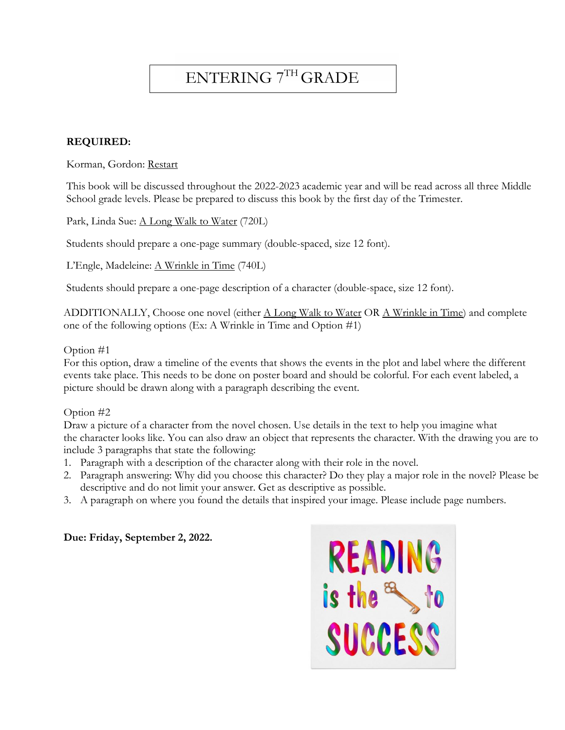# ENTERING 7TH GRADE

**REQUIRED:**

Korman, Gordon: Restart

This book will be discussed throughout the 2022-2023 academic year and will be read across all three Middle School grade levels. Please be prepared to discuss this book by the first day of the Trimester.

Park, Linda Sue: A Long Walk to Water (720L)

Students should prepare a one-page summary (double-spaced, size 12 font).

L'Engle, Madeleine: A Wrinkle in Time (740L)

Students should prepare a one-page description of a character (double-space, size 12 font).

ADDITIONALLY, Choose one novel (either A Long Walk to Water OR A Wrinkle in Time) and complete one of the following options (Ex: A Wrinkle in Time and Option #1)

Option #1
For this option, draw a timeline of the events that shows the events in the plot and label where the different events take place. This needs to be done on poster board and should be colorful. For each event labeled, a picture should be drawn along with a paragraph describing the event.

Option #2
Draw a picture of a character from the novel chosen. Use details in the text to help you imagine what the character looks like. You can also draw an object that represents the character. With the drawing you are to include 3 paragraphs that state the following:

1. Paragraph with a description of the character along with their role in the novel.
2. Paragraph answering: Why did you choose this character? Do they play a major role in the novel? Please be descriptive and do not limit your answer. Get as descriptive as possible.
3. A paragraph on where you found the details that inspired your image. Please include page numbers.

**Due: Friday, September 2, 2022.**

READING is the key to SUCCESS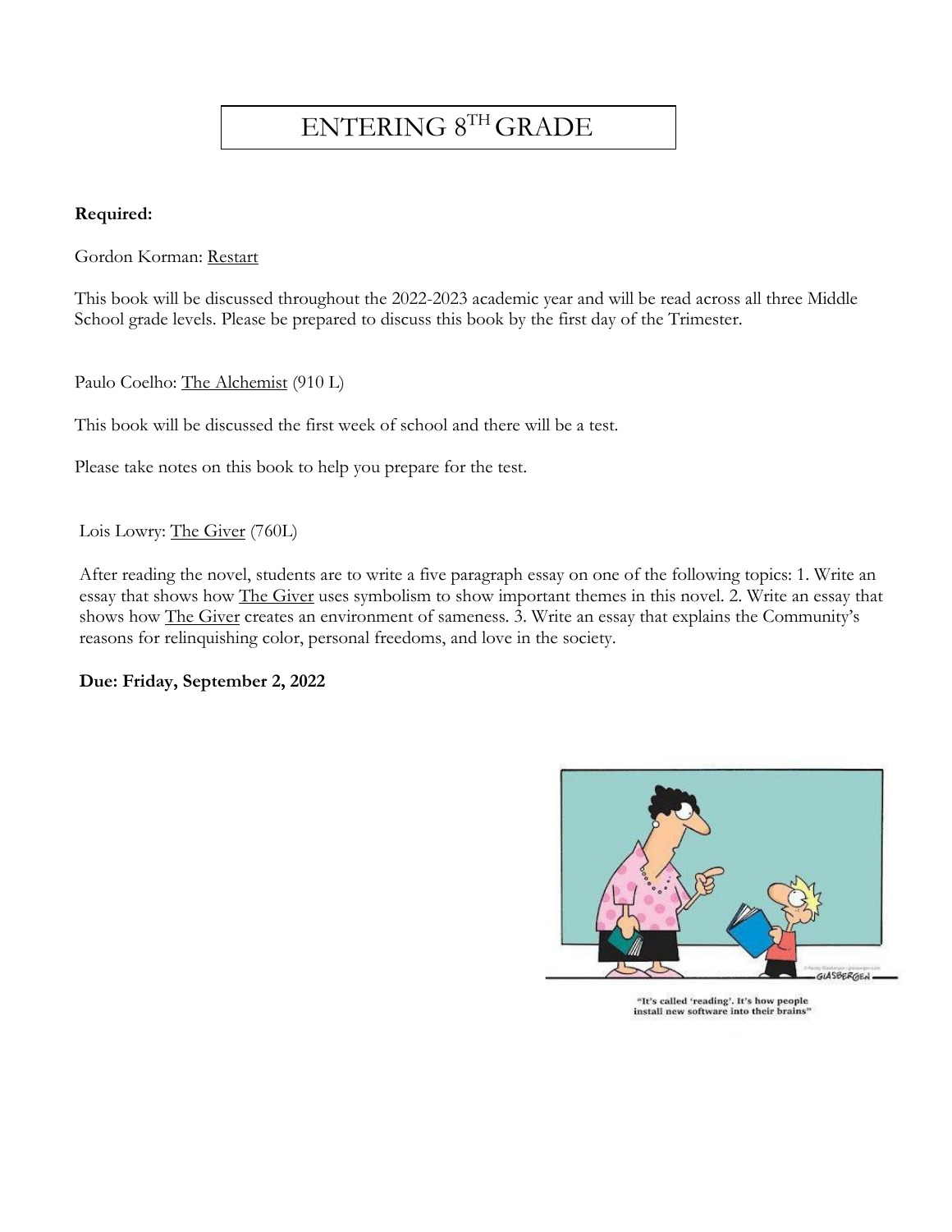# ENTERING 8TH GRADE

**Required:**

Gordon Korman: Restart

This book will be discussed throughout the 2022-2023 academic year and will be read across all three Middle School grade levels. Please be prepared to discuss this book by the first day of the Trimester.

Paulo Coelho: The Alchemist (910 L)

This book will be discussed the first week of school and there will be a test.

Please take notes on this book to help you prepare for the test.

Lois Lowry: The Giver (760L)

After reading the novel, students are to write a five paragraph essay on one of the following topics: 1. Write an essay that shows how The Giver uses symbolism to show important themes in this novel. 2. Write an essay that shows how The Giver creates an environment of sameness. 3. Write an essay that explains the Community's reasons for relinquishing color, personal freedoms, and love in the society.

**Due: Friday, September 2, 2022**

"It's called 'reading'. It's how people install new software into their brains"